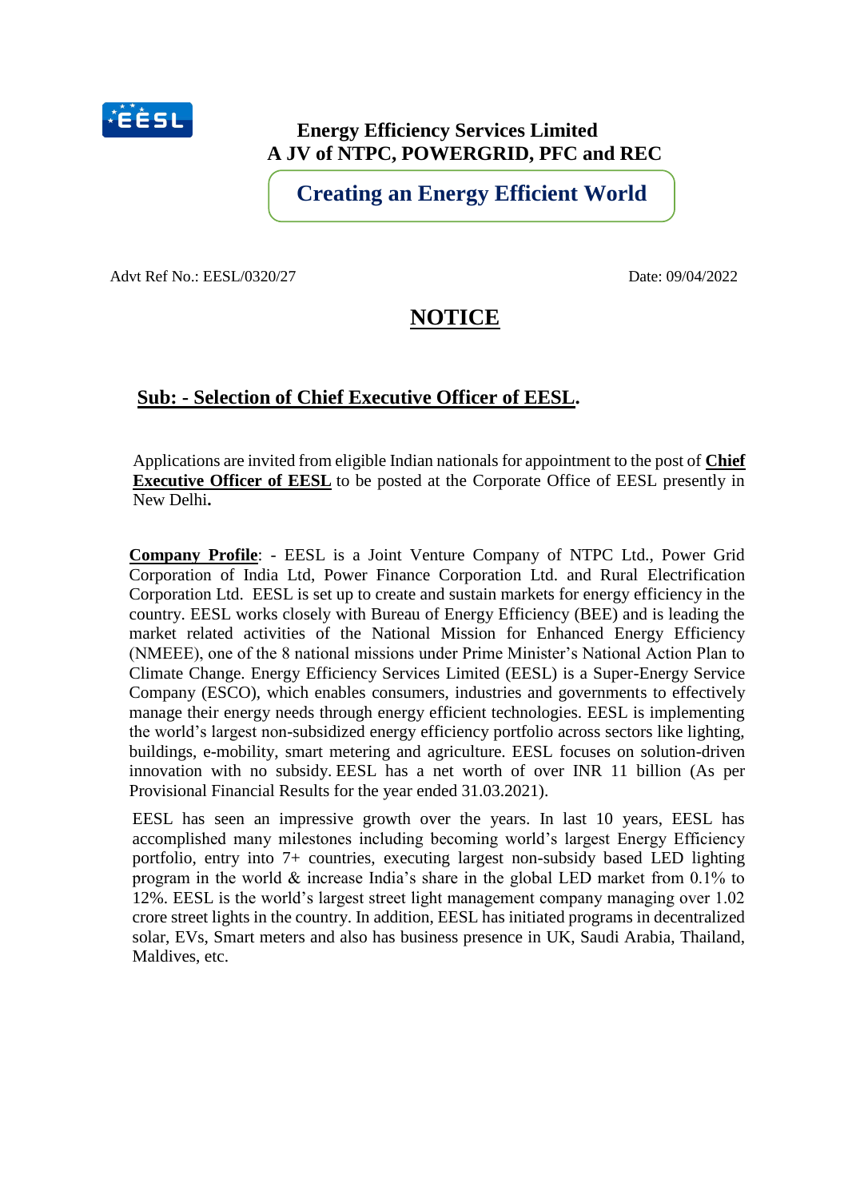**Energy Efficiency Services Limited**
**A JV of NTPC, POWERGRID, PFC and REC**

**Creating an Energy Efficient World**

Advt Ref No.: EESL/0320/27 Date: 09/04/2022

# NOTICE

## Sub: - Selection of Chief Executive Officer of EESL.

Applications are invited from eligible Indian nationals for appointment to the post of **Chief Executive Officer of EESL** to be posted at the Corporate Office of EESL presently in New Delhi**.**

**Company Profile**: - EESL is a Joint Venture Company of NTPC Ltd., Power Grid Corporation of India Ltd, Power Finance Corporation Ltd. and Rural Electrification Corporation Ltd. EESL is set up to create and sustain markets for energy efficiency in the country. EESL works closely with Bureau of Energy Efficiency (BEE) and is leading the market related activities of the National Mission for Enhanced Energy Efficiency (NMEEE), one of the 8 national missions under Prime Minister's National Action Plan to Climate Change. Energy Efficiency Services Limited (EESL) is a Super-Energy Service Company (ESCO), which enables consumers, industries and governments to effectively manage their energy needs through energy efficient technologies. EESL is implementing the world's largest non-subsidized energy efficiency portfolio across sectors like lighting, buildings, e-mobility, smart metering and agriculture. EESL focuses on solution-driven innovation with no subsidy. EESL has a net worth of over INR 11 billion (As per Provisional Financial Results for the year ended 31.03.2021).

EESL has seen an impressive growth over the years. In last 10 years, EESL has accomplished many milestones including becoming world's largest Energy Efficiency portfolio, entry into 7+ countries, executing largest non-subsidy based LED lighting program in the world & increase India's share in the global LED market from 0.1% to 12%. EESL is the world's largest street light management company managing over 1.02 crore street lights in the country. In addition, EESL has initiated programs in decentralized solar, EVs, Smart meters and also has business presence in UK, Saudi Arabia, Thailand, Maldives, etc.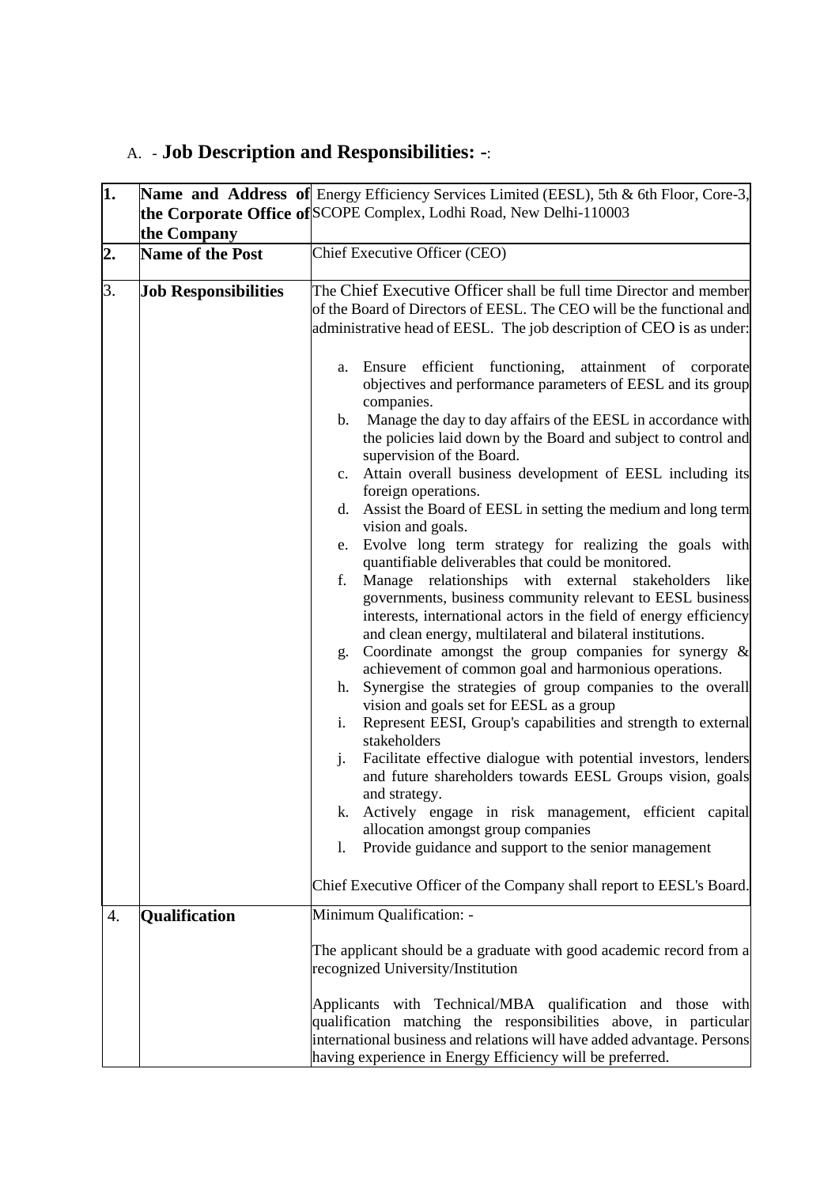## A. - **Job Description and Responsibilities: -**:

| | | |
|---|---|---|
| **1.** | **Name and Address of the Corporate Office of the Company** | Energy Efficiency Services Limited (EESL), 5th & 6th Floor, Core-3, SCOPE Complex, Lodhi Road, New Delhi-110003 |
| **2.** | **Name of the Post** | Chief Executive Officer (CEO) |
| 3. | **Job Responsibilities** | The Chief Executive Officer shall be full time Director and member of the Board of Directors of EESL. The CEO will be the functional and administrative head of EESL. The job description of CEO is as under:<br><br>a. Ensure efficient functioning, attainment of corporate objectives and performance parameters of EESL and its group companies.<br>b. Manage the day to day affairs of the EESL in accordance with the policies laid down by the Board and subject to control and supervision of the Board.<br>c. Attain overall business development of EESL including its foreign operations.<br>d. Assist the Board of EESL in setting the medium and long term vision and goals.<br>e. Evolve long term strategy for realizing the goals with quantifiable deliverables that could be monitored.<br>f. Manage relationships with external stakeholders like governments, business community relevant to EESL business interests, international actors in the field of energy efficiency and clean energy, multilateral and bilateral institutions.<br>g. Coordinate amongst the group companies for synergy & achievement of common goal and harmonious operations.<br>h. Synergise the strategies of group companies to the overall vision and goals set for EESL as a group<br>i. Represent EESI, Group's capabilities and strength to external stakeholders<br>j. Facilitate effective dialogue with potential investors, lenders and future shareholders towards EESL Groups vision, goals and strategy.<br>k. Actively engage in risk management, efficient capital allocation amongst group companies<br>l. Provide guidance and support to the senior management<br><br>Chief Executive Officer of the Company shall report to EESL's Board. |
| 4. | **Qualification** | Minimum Qualification: -<br><br>The applicant should be a graduate with good academic record from a recognized University/Institution<br><br>Applicants with Technical/MBA qualification and those with qualification matching the responsibilities above, in particular international business and relations will have added advantage. Persons having experience in Energy Efficiency will be preferred. |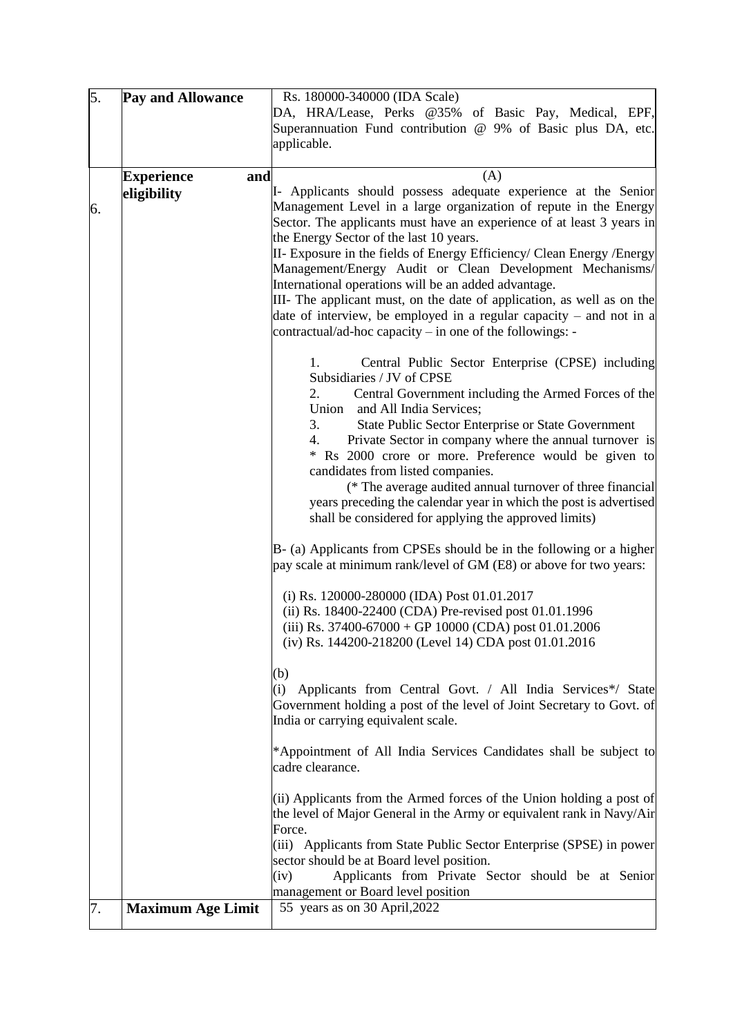| 5. | **Pay and Allowance** | Rs. 180000-340000 (IDA Scale)<br>DA, HRA/Lease, Perks @35% of Basic Pay, Medical, EPF, Superannuation Fund contribution @ 9% of Basic plus DA, etc. applicable. |
|---|---|---|
| 6. | **Experience and eligibility** | (A)<br>I- Applicants should possess adequate experience at the Senior Management Level in a large organization of repute in the Energy Sector. The applicants must have an experience of at least 3 years in the Energy Sector of the last 10 years.<br>II- Exposure in the fields of Energy Efficiency/ Clean Energy /Energy Management/Energy Audit or Clean Development Mechanisms/ International operations will be an added advantage.<br>III- The applicant must, on the date of application, as well as on the date of interview, be employed in a regular capacity – and not in a contractual/ad-hoc capacity – in one of the followings: -<br><br>1. Central Public Sector Enterprise (CPSE) including Subsidiaries / JV of CPSE<br>2. Central Government including the Armed Forces of the Union and All India Services;<br>3. State Public Sector Enterprise or State Government<br>4. Private Sector in company where the annual turnover is * Rs 2000 crore or more. Preference would be given to candidates from listed companies.<br>(* The average audited annual turnover of three financial years preceding the calendar year in which the post is advertised shall be considered for applying the approved limits)<br><br>B- (a) Applicants from CPSEs should be in the following or a higher pay scale at minimum rank/level of GM (E8) or above for two years:<br><br>(i) Rs. 120000-280000 (IDA) Post 01.01.2017<br>(ii) Rs. 18400-22400 (CDA) Pre-revised post 01.01.1996<br>(iii) Rs. 37400-67000 + GP 10000 (CDA) post 01.01.2006<br>(iv) Rs. 144200-218200 (Level 14) CDA post 01.01.2016<br><br>(b)<br>(i) Applicants from Central Govt. / All India Services*/ State Government holding a post of the level of Joint Secretary to Govt. of India or carrying equivalent scale.<br><br>*Appointment of All India Services Candidates shall be subject to cadre clearance.<br><br>(ii) Applicants from the Armed forces of the Union holding a post of the level of Major General in the Army or equivalent rank in Navy/Air Force.<br>(iii) Applicants from State Public Sector Enterprise (SPSE) in power sector should be at Board level position.<br>(iv) Applicants from Private Sector should be at Senior management or Board level position |
| 7. | **Maximum Age Limit** | 55 years as on 30 April,2022 |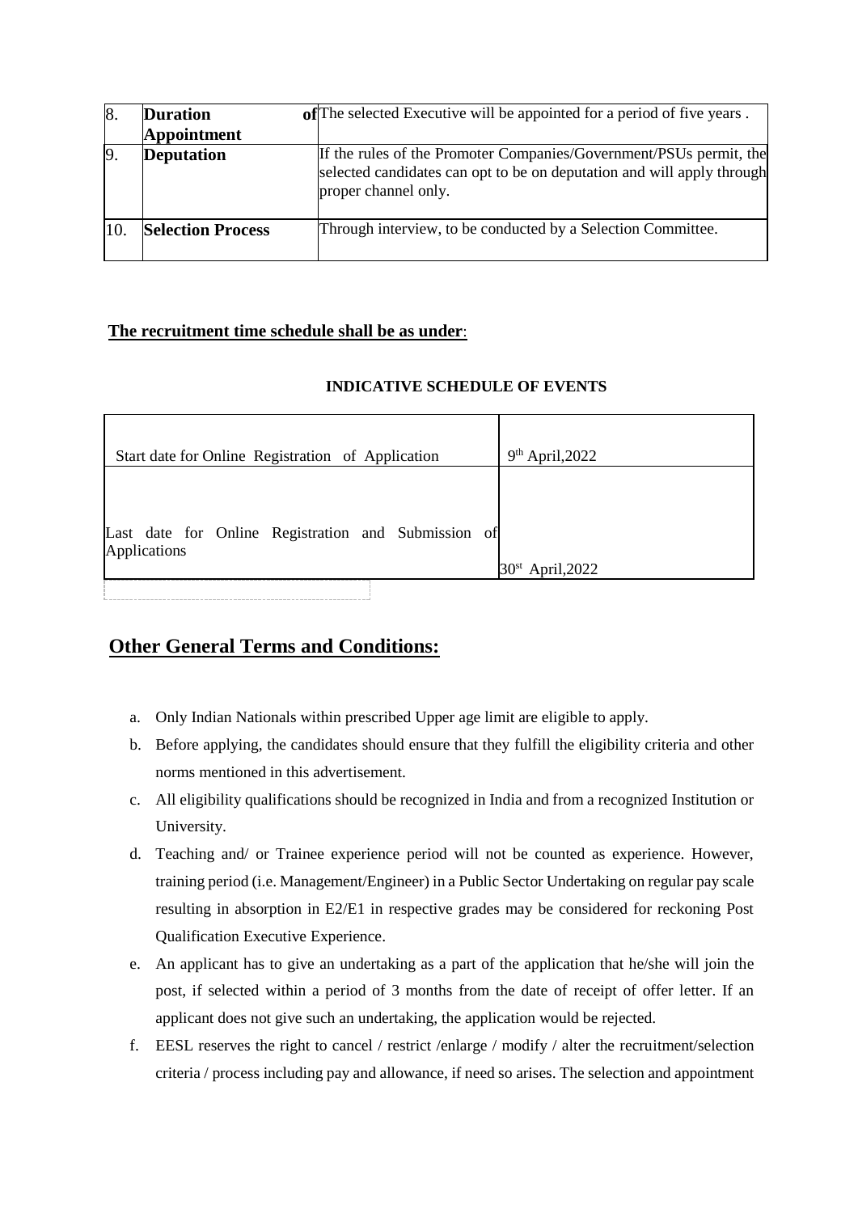| 8. | **Duration of Appointment** | The selected Executive will be appointed for a period of five years . |
|---|---|---|
| 9. | **Deputation** | If the rules of the Promoter Companies/Government/PSUs permit, the selected candidates can opt to be on deputation and will apply through proper channel only. |
| 10. | **Selection Process** | Through interview, to be conducted by a Selection Committee. |

**The recruitment time schedule shall be as under**:

**INDICATIVE SCHEDULE OF EVENTS**

| Event | Date |
|---|---|
| Start date for Online Registration of Application | 9th April,2022 |
| Last date for Online Registration and Submission of Applications | 30st April,2022 |

## Other General Terms and Conditions:

a. Only Indian Nationals within prescribed Upper age limit are eligible to apply.

b. Before applying, the candidates should ensure that they fulfill the eligibility criteria and other norms mentioned in this advertisement.

c. All eligibility qualifications should be recognized in India and from a recognized Institution or University.

d. Teaching and/ or Trainee experience period will not be counted as experience. However, training period (i.e. Management/Engineer) in a Public Sector Undertaking on regular pay scale resulting in absorption in E2/E1 in respective grades may be considered for reckoning Post Qualification Executive Experience.

e. An applicant has to give an undertaking as a part of the application that he/she will join the post, if selected within a period of 3 months from the date of receipt of offer letter. If an applicant does not give such an undertaking, the application would be rejected.

f. EESL reserves the right to cancel / restrict /enlarge / modify / alter the recruitment/selection criteria / process including pay and allowance, if need so arises. The selection and appointment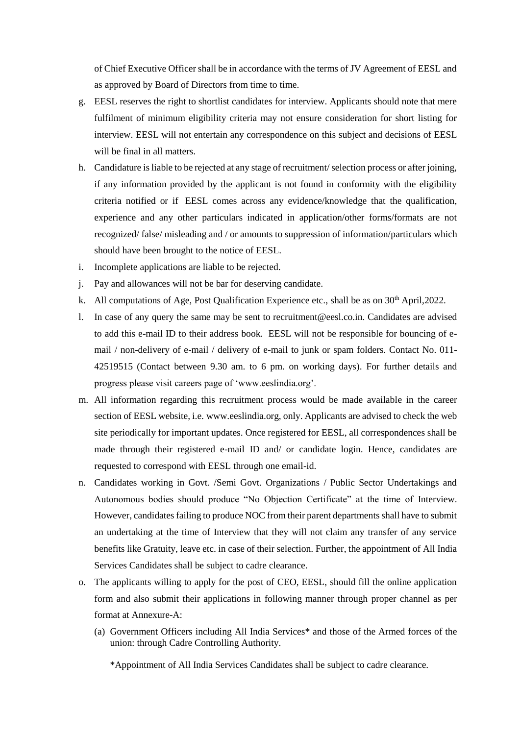of Chief Executive Officer shall be in accordance with the terms of JV Agreement of EESL and as approved by Board of Directors from time to time.

g. EESL reserves the right to shortlist candidates for interview. Applicants should note that mere fulfilment of minimum eligibility criteria may not ensure consideration for short listing for interview. EESL will not entertain any correspondence on this subject and decisions of EESL will be final in all matters.
h. Candidature is liable to be rejected at any stage of recruitment/ selection process or after joining, if any information provided by the applicant is not found in conformity with the eligibility criteria notified or if EESL comes across any evidence/knowledge that the qualification, experience and any other particulars indicated in application/other forms/formats are not recognized/ false/ misleading and / or amounts to suppression of information/particulars which should have been brought to the notice of EESL.
i. Incomplete applications are liable to be rejected.
j. Pay and allowances will not be bar for deserving candidate.
k. All computations of Age, Post Qualification Experience etc., shall be as on 30th April,2022.
l. In case of any query the same may be sent to recruitment@eesl.co.in. Candidates are advised to add this e-mail ID to their address book. EESL will not be responsible for bouncing of e-mail / non-delivery of e-mail / delivery of e-mail to junk or spam folders. Contact No. 011-42519515 (Contact between 9.30 am. to 6 pm. on working days). For further details and progress please visit careers page of 'www.eeslindia.org'.
m. All information regarding this recruitment process would be made available in the career section of EESL website, i.e. www.eeslindia.org, only. Applicants are advised to check the web site periodically for important updates. Once registered for EESL, all correspondences shall be made through their registered e-mail ID and/ or candidate login. Hence, candidates are requested to correspond with EESL through one email-id.
n. Candidates working in Govt. /Semi Govt. Organizations / Public Sector Undertakings and Autonomous bodies should produce "No Objection Certificate" at the time of Interview. However, candidates failing to produce NOC from their parent departments shall have to submit an undertaking at the time of Interview that they will not claim any transfer of any service benefits like Gratuity, leave etc. in case of their selection. Further, the appointment of All India Services Candidates shall be subject to cadre clearance.
o. The applicants willing to apply for the post of CEO, EESL, should fill the online application form and also submit their applications in following manner through proper channel as per format at Annexure-A:
   (a) Government Officers including All India Services* and those of the Armed forces of the union: through Cadre Controlling Authority.

   *Appointment of All India Services Candidates shall be subject to cadre clearance.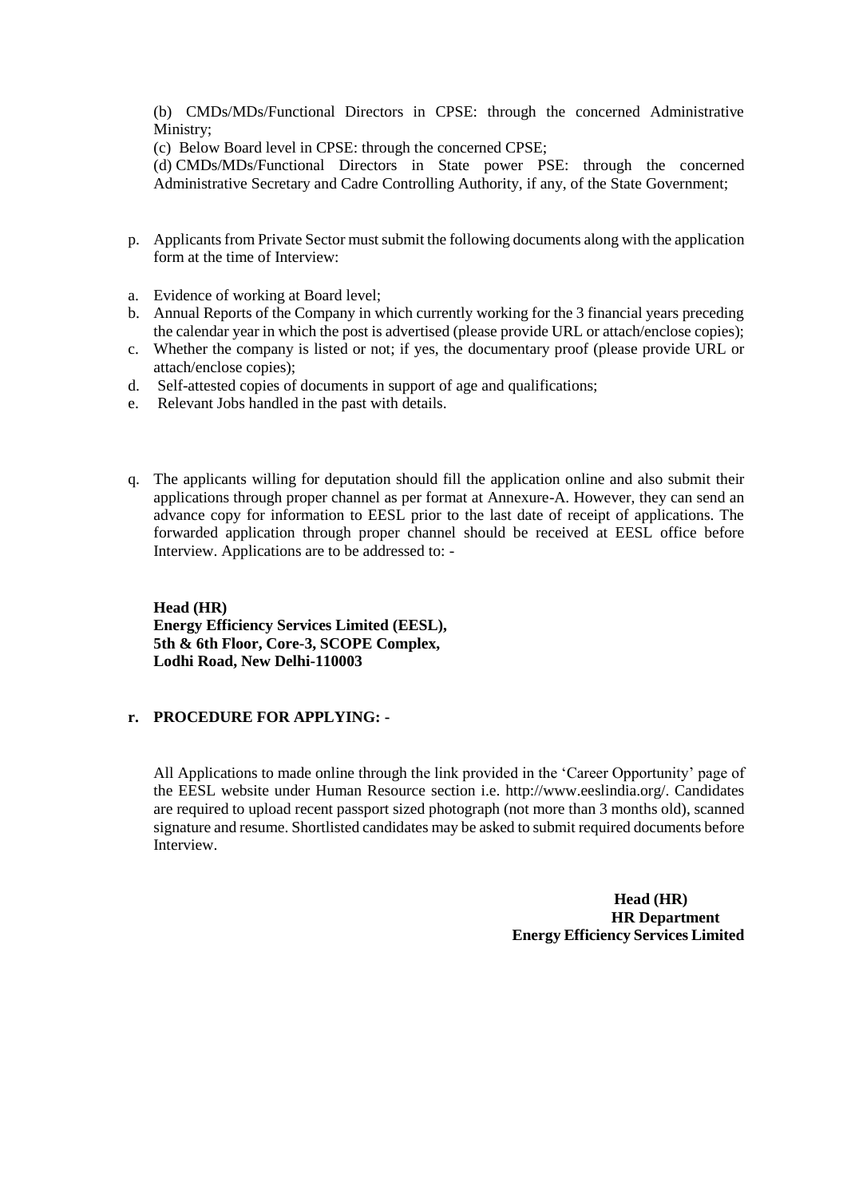(b) CMDs/MDs/Functional Directors in CPSE: through the concerned Administrative Ministry;

(c) Below Board level in CPSE: through the concerned CPSE;

(d) CMDs/MDs/Functional Directors in State power PSE: through the concerned Administrative Secretary and Cadre Controlling Authority, if any, of the State Government;

p. Applicants from Private Sector must submit the following documents along with the application form at the time of Interview:

a. Evidence of working at Board level;
b. Annual Reports of the Company in which currently working for the 3 financial years preceding the calendar year in which the post is advertised (please provide URL or attach/enclose copies);
c. Whether the company is listed or not; if yes, the documentary proof (please provide URL or attach/enclose copies);
d. Self-attested copies of documents in support of age and qualifications;
e. Relevant Jobs handled in the past with details.

q. The applicants willing for deputation should fill the application online and also submit their applications through proper channel as per format at Annexure-A. However, they can send an advance copy for information to EESL prior to the last date of receipt of applications. The forwarded application through proper channel should be received at EESL office before Interview. Applications are to be addressed to: -

**Head (HR)**
**Energy Efficiency Services Limited (EESL),**
**5th & 6th Floor, Core-3, SCOPE Complex,**
**Lodhi Road, New Delhi-110003**

**r. PROCEDURE FOR APPLYING: -**

All Applications to made online through the link provided in the 'Career Opportunity' page of the EESL website under Human Resource section i.e. http://www.eeslindia.org/. Candidates are required to upload recent passport sized photograph (not more than 3 months old), scanned signature and resume. Shortlisted candidates may be asked to submit required documents before Interview.

**Head (HR)**
**HR Department**
**Energy Efficiency Services Limited**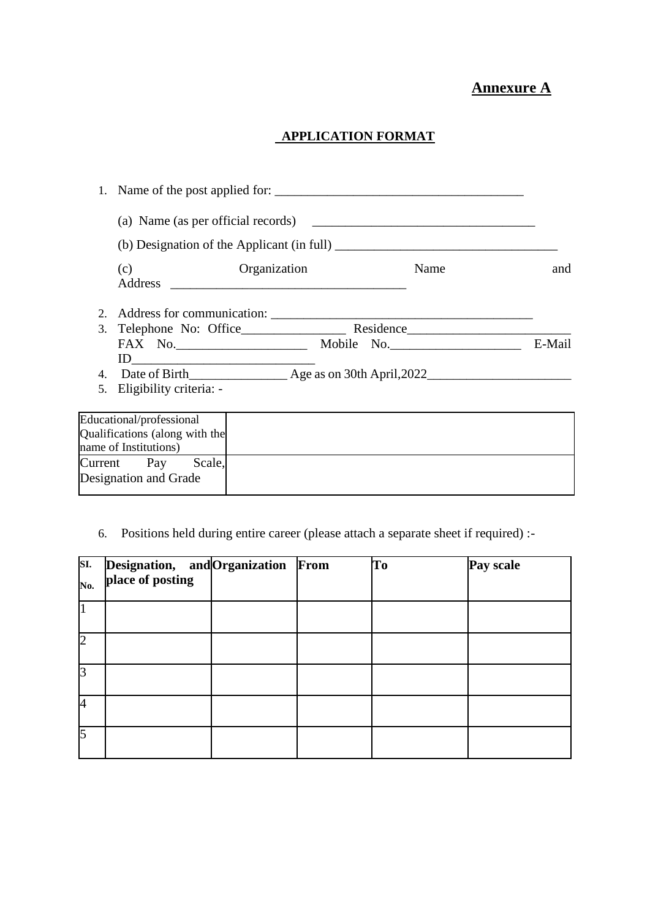**Annexure A**

**APPLICATION FORMAT**

1. Name of the post applied for: ______________________________________

   (a) Name (as per official records) __________________________________

   (b) Designation of the Applicant (in full) __________________________________

   (c) Organization Name and Address ____________________________________

2. Address for communication: ________________________________________
3. Telephone No: Office________________ Residence________________________ FAX No.____________________ Mobile No.____________________ E-Mail ID____________________________
4. Date of Birth_______________ Age as on 30th April,2022______________________
5. Eligibility criteria: -

| Educational/professional Qualifications (along with the name of Institutions) | |
|---|---|
| Current Pay Scale, Designation and Grade | |

6. Positions held during entire career (please attach a separate sheet if required) :-

| SI. No. | Designation, and place of posting | Organization | From | To | Pay scale |
|---|---|---|---|---|---|
| 1 | | | | | |
| 2 | | | | | |
| 3 | | | | | |
| 4 | | | | | |
| 5 | | | | | |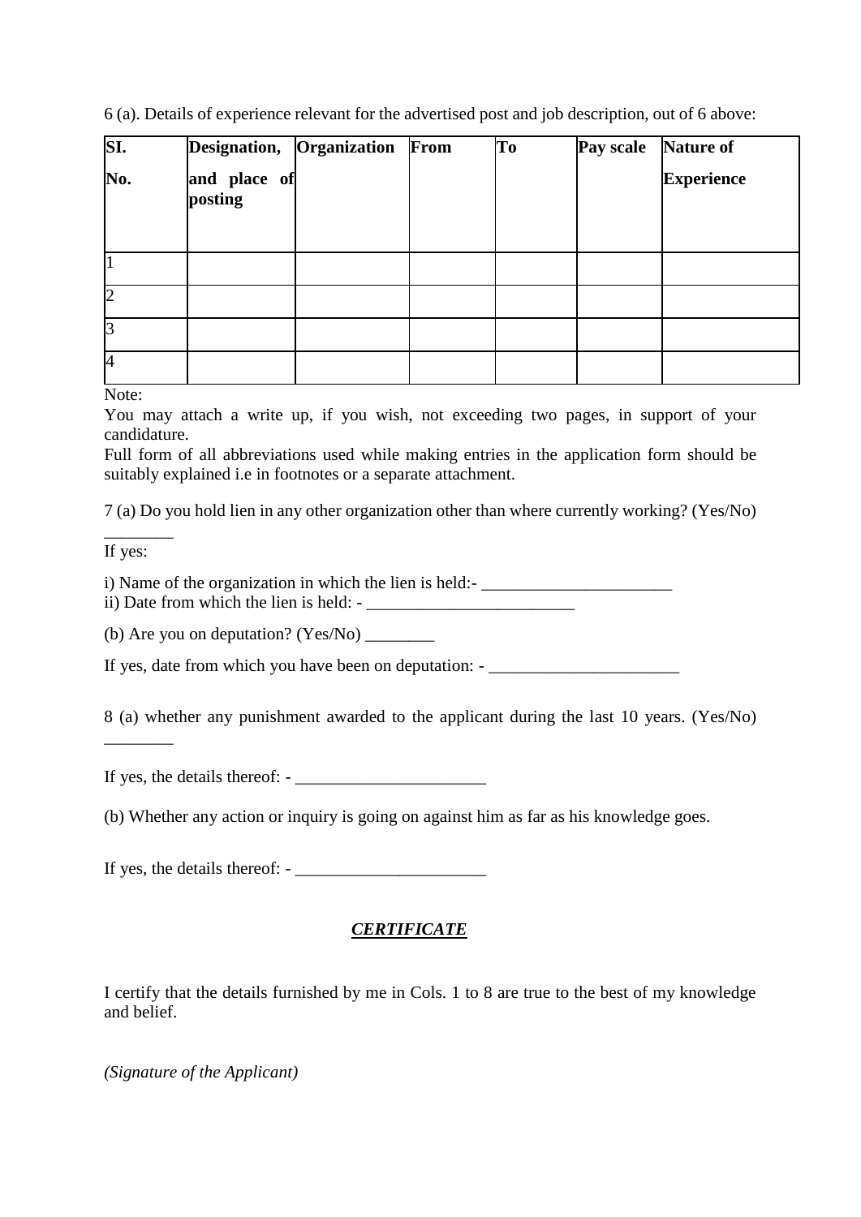6 (a). Details of experience relevant for the advertised post and job description, out of 6 above:

| SI. No. | Designation, and place of posting | Organization | From | To | Pay scale | Nature of Experience |
|---|---|---|---|---|---|---|
| 1 | | | | | | |
| 2 | | | | | | |
| 3 | | | | | | |
| 4 | | | | | | |

Note:

You may attach a write up, if you wish, not exceeding two pages, in support of your candidature.

Full form of all abbreviations used while making entries in the application form should be suitably explained i.e in footnotes or a separate attachment.

7 (a) Do you hold lien in any other organization other than where currently working? (Yes/No) ________

If yes:

i) Name of the organization in which the lien is held:- ______________________

ii) Date from which the lien is held: - ________________________

(b) Are you on deputation? (Yes/No) ________

If yes, date from which you have been on deputation: - ______________________

8 (a) whether any punishment awarded to the applicant during the last 10 years. (Yes/No) ________

If yes, the details thereof: - ______________________

(b) Whether any action or inquiry is going on against him as far as his knowledge goes.

If yes, the details thereof: - ______________________

## ***CERTIFICATE***

I certify that the details furnished by me in Cols. 1 to 8 are true to the best of my knowledge and belief.

*(Signature of the Applicant)*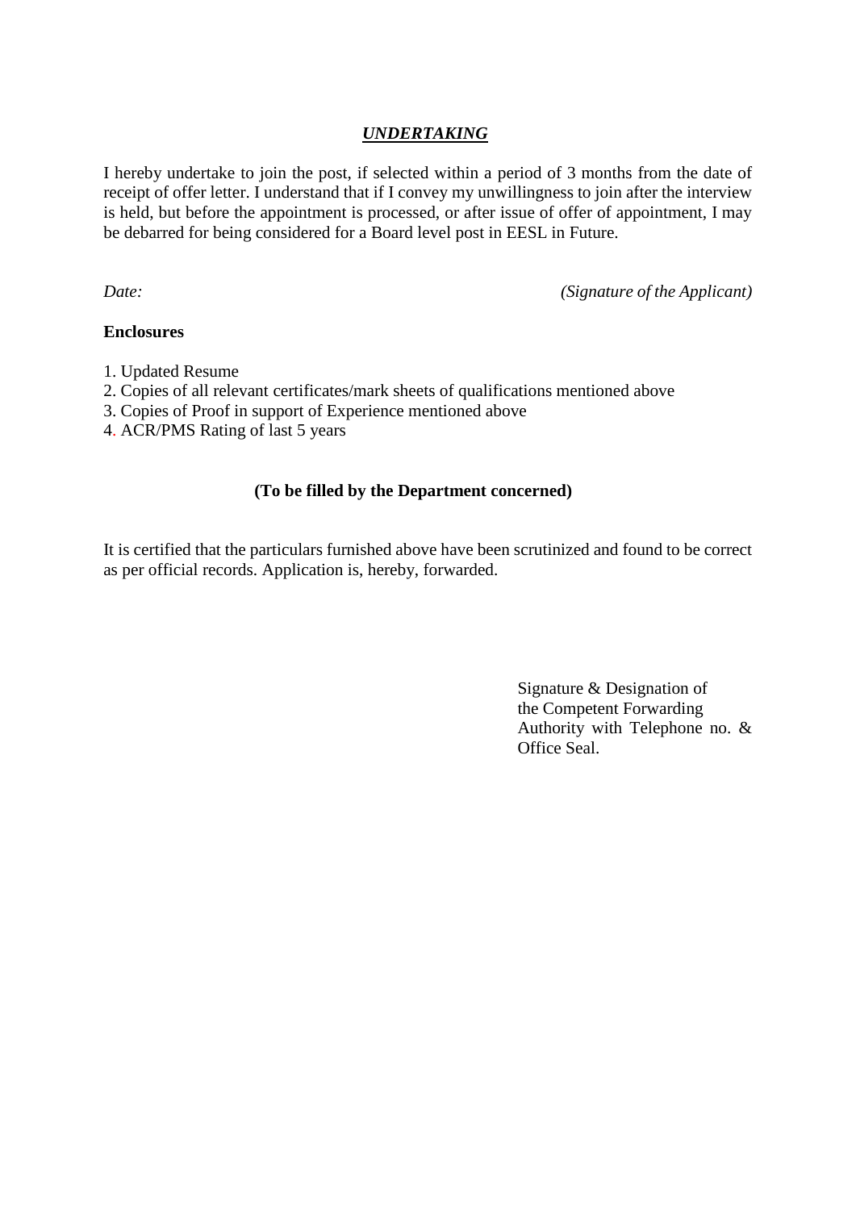## ***UNDERTAKING***

I hereby undertake to join the post, if selected within a period of 3 months from the date of receipt of offer letter. I understand that if I convey my unwillingness to join after the interview is held, but before the appointment is processed, or after issue of offer of appointment, I may be debarred for being considered for a Board level post in EESL in Future.

*Date:* *(Signature of the Applicant)*

**Enclosures**

1. Updated Resume
2. Copies of all relevant certificates/mark sheets of qualifications mentioned above
3. Copies of Proof in support of Experience mentioned above
4. ACR/PMS Rating of last 5 years

**(To be filled by the Department concerned)**

It is certified that the particulars furnished above have been scrutinized and found to be correct as per official records. Application is, hereby, forwarded.

Signature & Designation of
the Competent Forwarding
Authority with Telephone no. &
Office Seal.